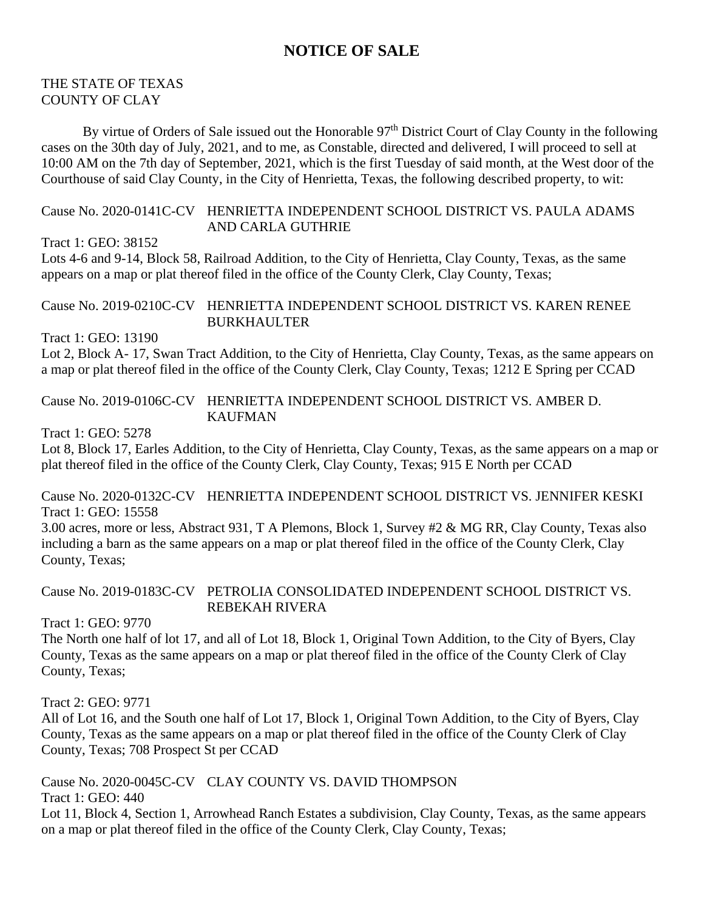# NOTICE OF SALE

THE STATE OF TEXAS
COUNTY OF CLAY

By virtue of Orders of Sale issued out the Honorable 97th District Court of Clay County in the following cases on the 30th day of July, 2021, and to me, as Constable, directed and delivered, I will proceed to sell at 10:00 AM on the 7th day of September, 2021, which is the first Tuesday of said month, at the West door of the Courthouse of said Clay County, in the City of Henrietta, Texas, the following described property, to wit:

Cause No. 2020-0141C-CV HENRIETTA INDEPENDENT SCHOOL DISTRICT VS. PAULA ADAMS AND CARLA GUTHRIE

Tract 1: GEO: 38152
Lots 4-6 and 9-14, Block 58, Railroad Addition, to the City of Henrietta, Clay County, Texas, as the same appears on a map or plat thereof filed in the office of the County Clerk, Clay County, Texas;

Cause No. 2019-0210C-CV HENRIETTA INDEPENDENT SCHOOL DISTRICT VS. KAREN RENEE BURKHAULTER

Tract 1: GEO: 13190
Lot 2, Block A- 17, Swan Tract Addition, to the City of Henrietta, Clay County, Texas, as the same appears on a map or plat thereof filed in the office of the County Clerk, Clay County, Texas; 1212 E Spring per CCAD

Cause No. 2019-0106C-CV HENRIETTA INDEPENDENT SCHOOL DISTRICT VS. AMBER D. KAUFMAN

Tract 1: GEO: 5278
Lot 8, Block 17, Earles Addition, to the City of Henrietta, Clay County, Texas, as the same appears on a map or plat thereof filed in the office of the County Clerk, Clay County, Texas; 915 E North per CCAD

Cause No. 2020-0132C-CV HENRIETTA INDEPENDENT SCHOOL DISTRICT VS. JENNIFER KESKI

Tract 1: GEO: 15558
3.00 acres, more or less, Abstract 931, T A Plemons, Block 1, Survey #2 & MG RR, Clay County, Texas also including a barn as the same appears on a map or plat thereof filed in the office of the County Clerk, Clay County, Texas;

Cause No. 2019-0183C-CV PETROLIA CONSOLIDATED INDEPENDENT SCHOOL DISTRICT VS. REBEKAH RIVERA

Tract 1: GEO: 9770
The North one half of lot 17, and all of Lot 18, Block 1, Original Town Addition, to the City of Byers, Clay County, Texas as the same appears on a map or plat thereof filed in the office of the County Clerk of Clay County, Texas;

Tract 2: GEO: 9771
All of Lot 16, and the South one half of Lot 17, Block 1, Original Town Addition, to the City of Byers, Clay County, Texas as the same appears on a map or plat thereof filed in the office of the County Clerk of Clay County, Texas; 708 Prospect St per CCAD

Cause No. 2020-0045C-CV CLAY COUNTY VS. DAVID THOMPSON

Tract 1: GEO: 440
Lot 11, Block 4, Section 1, Arrowhead Ranch Estates a subdivision, Clay County, Texas, as the same appears on a map or plat thereof filed in the office of the County Clerk, Clay County, Texas;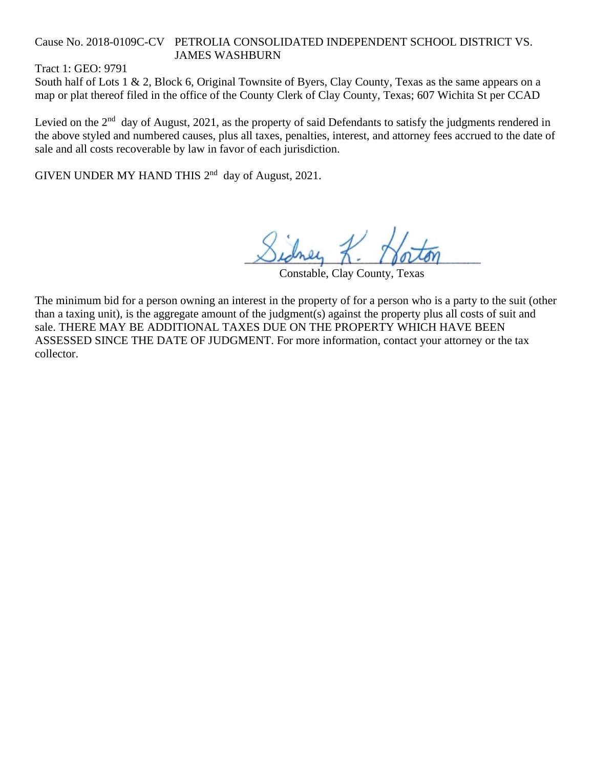Cause No. 2018-0109C-CV PETROLIA CONSOLIDATED INDEPENDENT SCHOOL DISTRICT VS. JAMES WASHBURN

Tract 1: GEO: 9791

South half of Lots 1 & 2, Block 6, Original Townsite of Byers, Clay County, Texas as the same appears on a map or plat thereof filed in the office of the County Clerk of Clay County, Texas; 607 Wichita St per CCAD

Levied on the 2nd day of August, 2021, as the property of said Defendants to satisfy the judgments rendered in the above styled and numbered causes, plus all taxes, penalties, interest, and attorney fees accrued to the date of sale and all costs recoverable by law in favor of each jurisdiction.

GIVEN UNDER MY HAND THIS 2nd day of August, 2021.

Sidney K. Horton

Constable, Clay County, Texas

The minimum bid for a person owning an interest in the property of for a person who is a party to the suit (other than a taxing unit), is the aggregate amount of the judgment(s) against the property plus all costs of suit and sale. THERE MAY BE ADDITIONAL TAXES DUE ON THE PROPERTY WHICH HAVE BEEN ASSESSED SINCE THE DATE OF JUDGMENT. For more information, contact your attorney or the tax collector.